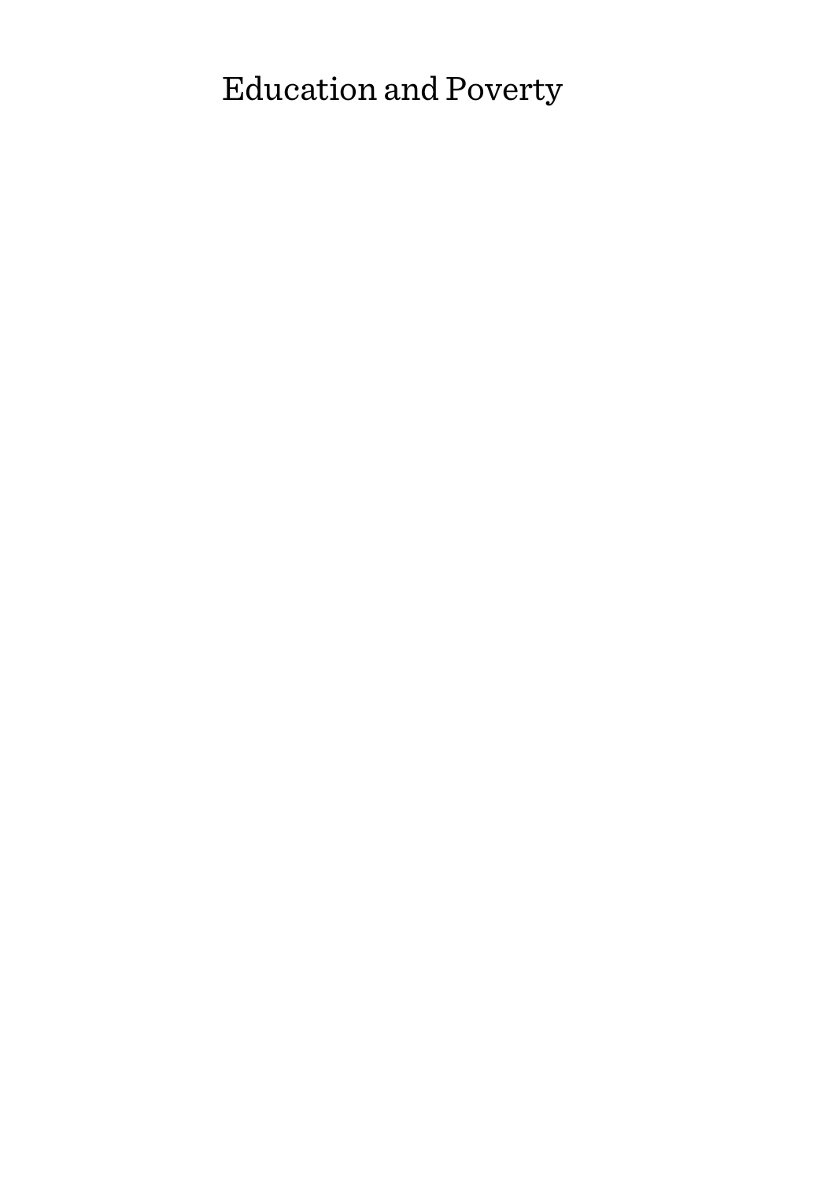# Education and Poverty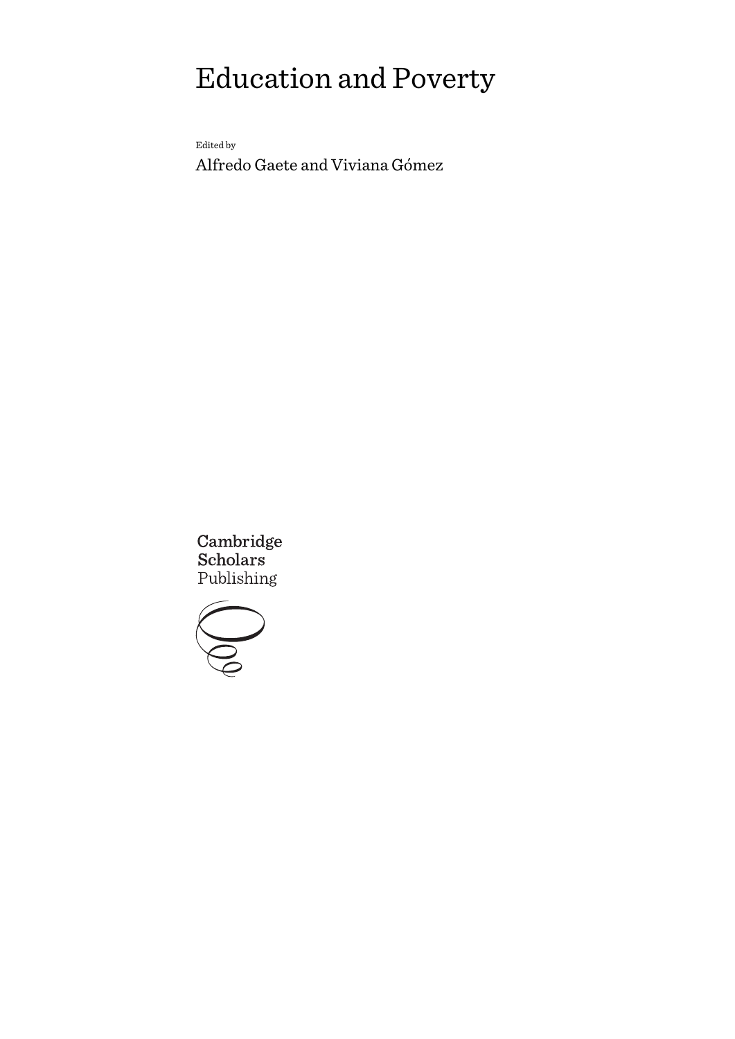# Education and Poverty

Edited by

Alfredo Gaete and Viviana Gómez

Cambridge Scholars Publishing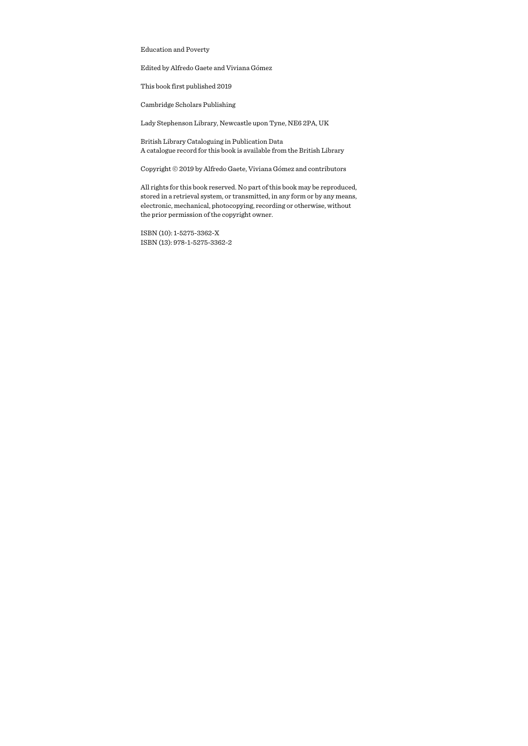Education and Poverty

Edited by Alfredo Gaete and Viviana Gómez

This book first published 2019

Cambridge Scholars Publishing

Lady Stephenson Library, Newcastle upon Tyne, NE6 2PA, UK

British Library Cataloguing in Publication Data
A catalogue record for this book is available from the British Library

Copyright © 2019 by Alfredo Gaete, Viviana Gómez and contributors

All rights for this book reserved. No part of this book may be reproduced, stored in a retrieval system, or transmitted, in any form or by any means, electronic, mechanical, photocopying, recording or otherwise, without the prior permission of the copyright owner.

ISBN (10): 1-5275-3362-X
ISBN (13): 978-1-5275-3362-2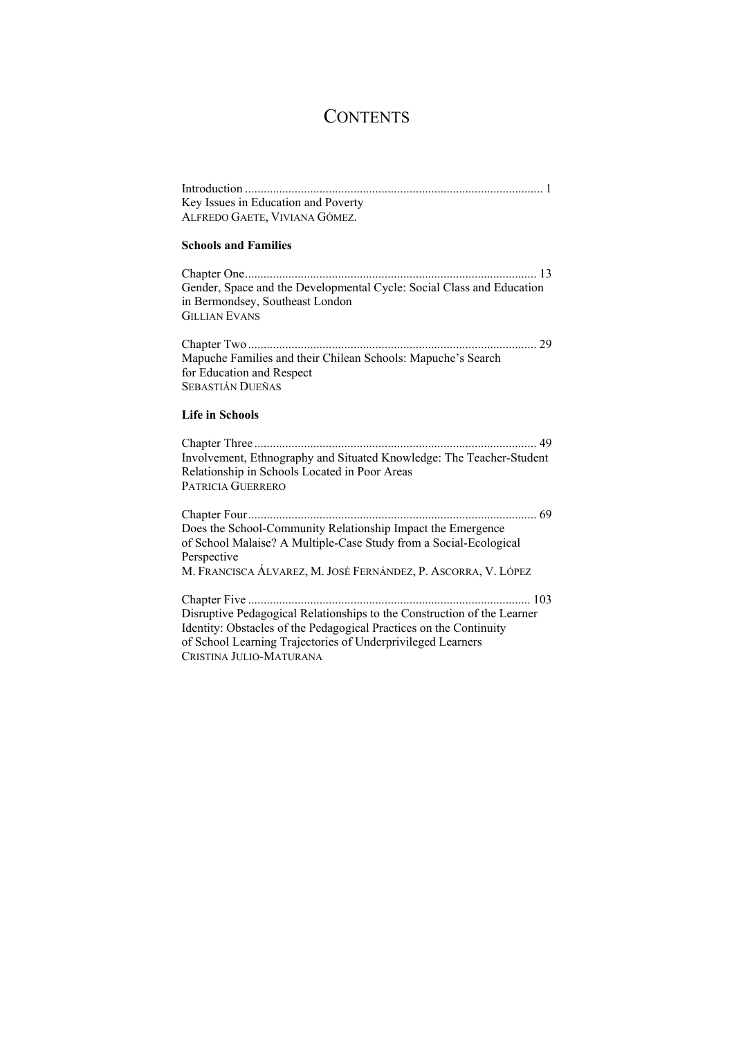# CONTENTS

Introduction ............................................................................................... 1
Key Issues in Education and Poverty
ALFREDO GAETE, VIVIANA GÓMEZ.

**Schools and Families**

Chapter One............................................................................................. 13
Gender, Space and the Developmental Cycle: Social Class and Education in Bermondsey, Southeast London
GILLIAN EVANS

Chapter Two ............................................................................................ 29
Mapuche Families and their Chilean Schools: Mapuche's Search for Education and Respect
SEBASTIÁN DUEÑAS

**Life in Schools**

Chapter Three .......................................................................................... 49
Involvement, Ethnography and Situated Knowledge: The Teacher-Student Relationship in Schools Located in Poor Areas
PATRICIA GUERRERO

Chapter Four............................................................................................ 69
Does the School-Community Relationship Impact the Emergence of School Malaise? A Multiple-Case Study from a Social-Ecological Perspective
M. FRANCISCA ÁLVAREZ, M. JOSÉ FERNÁNDEZ, P. ASCORRA, V. LÓPEZ

Chapter Five .......................................................................................... 103
Disruptive Pedagogical Relationships to the Construction of the Learner Identity: Obstacles of the Pedagogical Practices on the Continuity of School Learning Trajectories of Underprivileged Learners
CRISTINA JULIO-MATURANA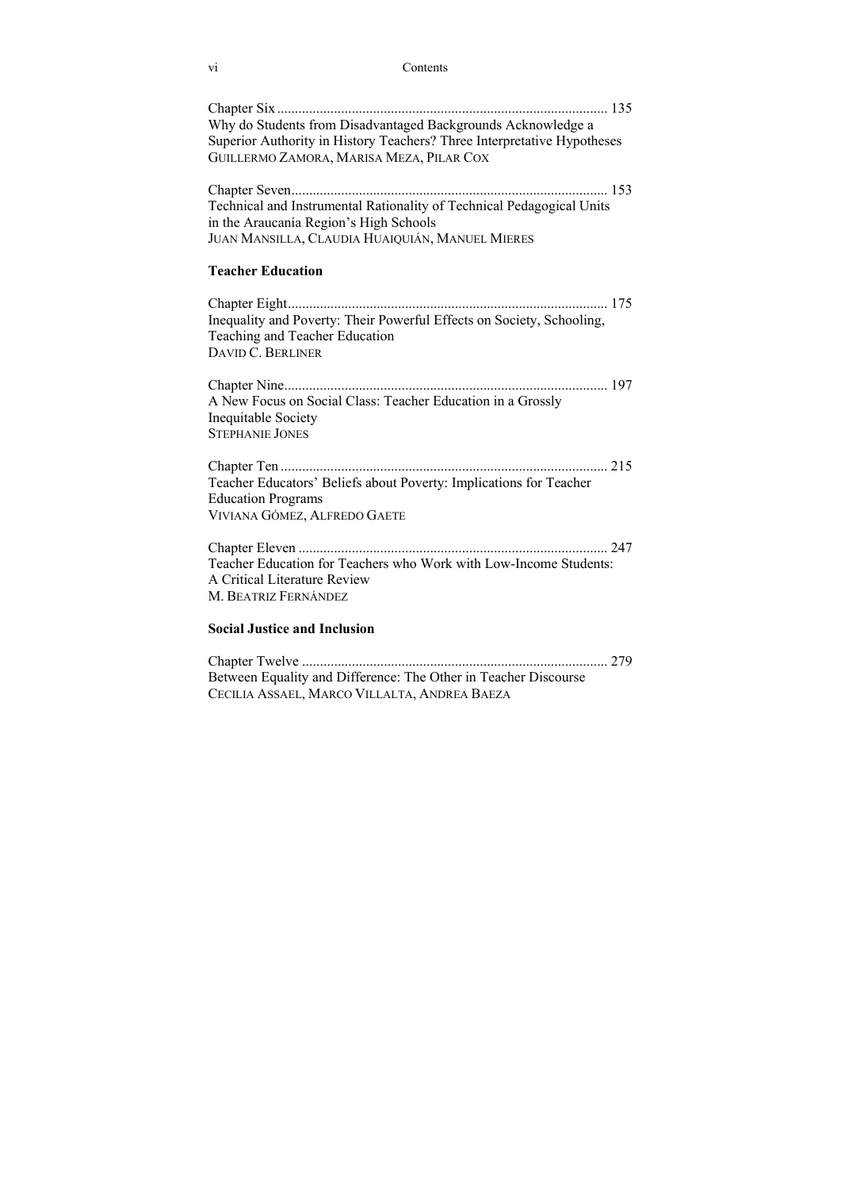Chapter Six ............................................................................................ 135
Why do Students from Disadvantaged Backgrounds Acknowledge a Superior Authority in History Teachers? Three Interpretative Hypotheses
Guillermo Zamora, Marisa Meza, Pilar Cox

Chapter Seven........................................................................................ 153
Technical and Instrumental Rationality of Technical Pedagogical Units in the Araucanía Region's High Schools
Juan Mansilla, Claudia Huaiquián, Manuel Mieres

**Teacher Education**

Chapter Eight......................................................................................... 175
Inequality and Poverty: Their Powerful Effects on Society, Schooling, Teaching and Teacher Education
David C. Berliner

Chapter Nine.......................................................................................... 197
A New Focus on Social Class: Teacher Education in a Grossly Inequitable Society
Stephanie Jones

Chapter Ten ........................................................................................... 215
Teacher Educators' Beliefs about Poverty: Implications for Teacher Education Programs
Viviana Gómez, Alfredo Gaete

Chapter Eleven ...................................................................................... 247
Teacher Education for Teachers who Work with Low-Income Students: A Critical Literature Review
M. Beatriz Fernández

**Social Justice and Inclusion**

Chapter Twelve ..................................................................................... 279
Between Equality and Difference: The Other in Teacher Discourse
Cecilia Assael, Marco Villalta, Andrea Baeza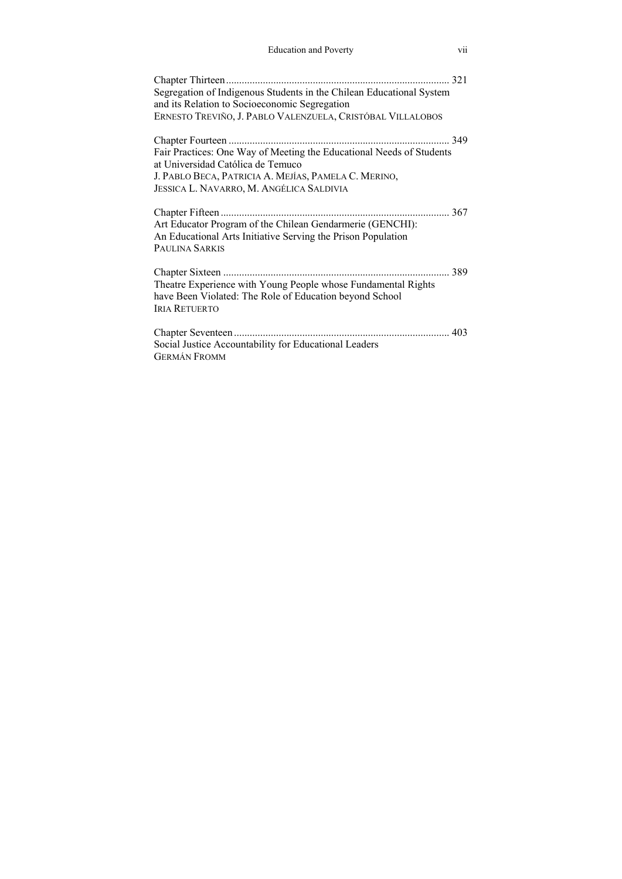Chapter Thirteen ........................................................................................ 321
Segregation of Indigenous Students in the Chilean Educational System and its Relation to Socioeconomic Segregation
ERNESTO TREVIÑO, J. PABLO VALENZUELA, CRISTÓBAL VILLALOBOS

Chapter Fourteen ........................................................................................ 349
Fair Practices: One Way of Meeting the Educational Needs of Students at Universidad Católica de Temuco
J. PABLO BECA, PATRICIA A. MEJÍAS, PAMELA C. MERINO, JESSICA L. NAVARRO, M. ANGÉLICA SALDIVIA

Chapter Fifteen ........................................................................................... 367
Art Educator Program of the Chilean Gendarmerie (GENCHI): An Educational Arts Initiative Serving the Prison Population
PAULINA SARKIS

Chapter Sixteen .......................................................................................... 389
Theatre Experience with Young People whose Fundamental Rights have Been Violated: The Role of Education beyond School
IRIA RETUERTO

Chapter Seventeen ...................................................................................... 403
Social Justice Accountability for Educational Leaders
GERMÁN FROMM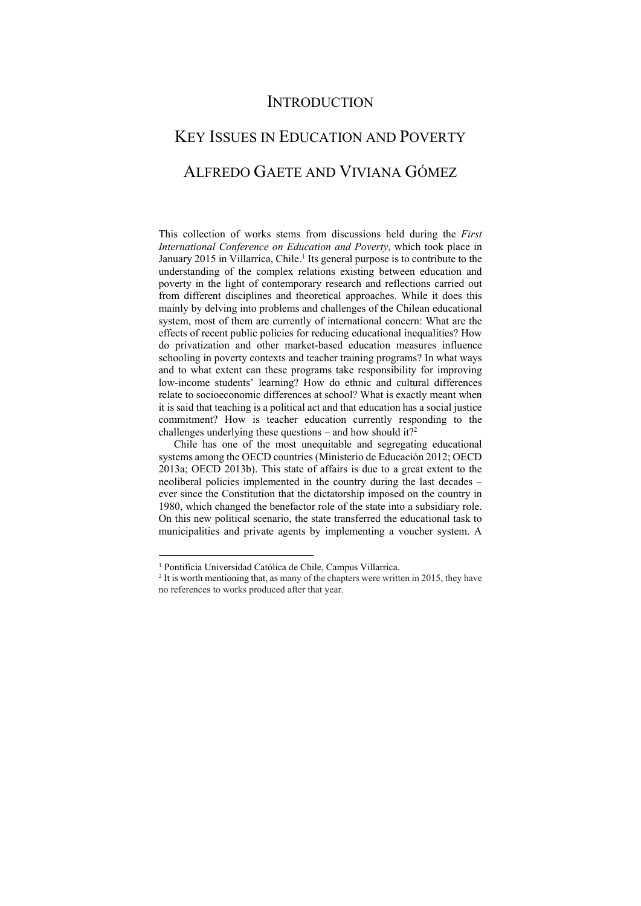# INTRODUCTION

# KEY ISSUES IN EDUCATION AND POVERTY

## ALFREDO GAETE AND VIVIANA GÓMEZ

This collection of works stems from discussions held during the *First International Conference on Education and Poverty*, which took place in January 2015 in Villarrica, Chile.[1] Its general purpose is to contribute to the understanding of the complex relations existing between education and poverty in the light of contemporary research and reflections carried out from different disciplines and theoretical approaches. While it does this mainly by delving into problems and challenges of the Chilean educational system, most of them are currently of international concern: What are the effects of recent public policies for reducing educational inequalities? How do privatization and other market-based education measures influence schooling in poverty contexts and teacher training programs? In what ways and to what extent can these programs take responsibility for improving low-income students' learning? How do ethnic and cultural differences relate to socioeconomic differences at school? What is exactly meant when it is said that teaching is a political act and that education has a social justice commitment? How is teacher education currently responding to the challenges underlying these questions – and how should it?[2]

Chile has one of the most unequitable and segregating educational systems among the OECD countries (Ministerio de Educación 2012; OECD 2013a; OECD 2013b). This state of affairs is due to a great extent to the neoliberal policies implemented in the country during the last decades – ever since the Constitution that the dictatorship imposed on the country in 1980, which changed the benefactor role of the state into a subsidiary role. On this new political scenario, the state transferred the educational task to municipalities and private agents by implementing a voucher system. A

---

[1] Pontificia Universidad Católica de Chile, Campus Villarrica.

[2] It is worth mentioning that, as many of the chapters were written in 2015, they have no references to works produced after that year.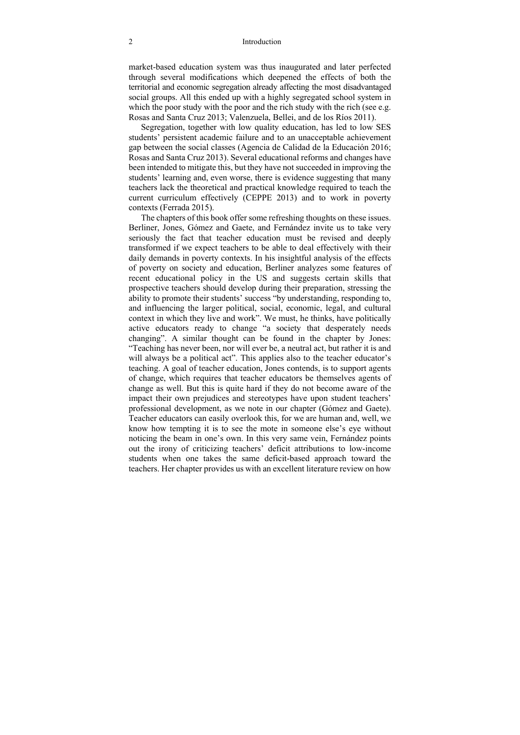market-based education system was thus inaugurated and later perfected through several modifications which deepened the effects of both the territorial and economic segregation already affecting the most disadvantaged social groups. All this ended up with a highly segregated school system in which the poor study with the poor and the rich study with the rich (see e.g. Rosas and Santa Cruz 2013; Valenzuela, Bellei, and de los Ríos 2011).

Segregation, together with low quality education, has led to low SES students' persistent academic failure and to an unacceptable achievement gap between the social classes (Agencia de Calidad de la Educación 2016; Rosas and Santa Cruz 2013). Several educational reforms and changes have been intended to mitigate this, but they have not succeeded in improving the students' learning and, even worse, there is evidence suggesting that many teachers lack the theoretical and practical knowledge required to teach the current curriculum effectively (CEPPE 2013) and to work in poverty contexts (Ferrada 2015).

The chapters of this book offer some refreshing thoughts on these issues. Berliner, Jones, Gómez and Gaete, and Fernández invite us to take very seriously the fact that teacher education must be revised and deeply transformed if we expect teachers to be able to deal effectively with their daily demands in poverty contexts. In his insightful analysis of the effects of poverty on society and education, Berliner analyzes some features of recent educational policy in the US and suggests certain skills that prospective teachers should develop during their preparation, stressing the ability to promote their students' success "by understanding, responding to, and influencing the larger political, social, economic, legal, and cultural context in which they live and work". We must, he thinks, have politically active educators ready to change "a society that desperately needs changing". A similar thought can be found in the chapter by Jones: "Teaching has never been, nor will ever be, a neutral act, but rather it is and will always be a political act". This applies also to the teacher educator's teaching. A goal of teacher education, Jones contends, is to support agents of change, which requires that teacher educators be themselves agents of change as well. But this is quite hard if they do not become aware of the impact their own prejudices and stereotypes have upon student teachers' professional development, as we note in our chapter (Gómez and Gaete). Teacher educators can easily overlook this, for we are human and, well, we know how tempting it is to see the mote in someone else's eye without noticing the beam in one's own. In this very same vein, Fernández points out the irony of criticizing teachers' deficit attributions to low-income students when one takes the same deficit-based approach toward the teachers. Her chapter provides us with an excellent literature review on how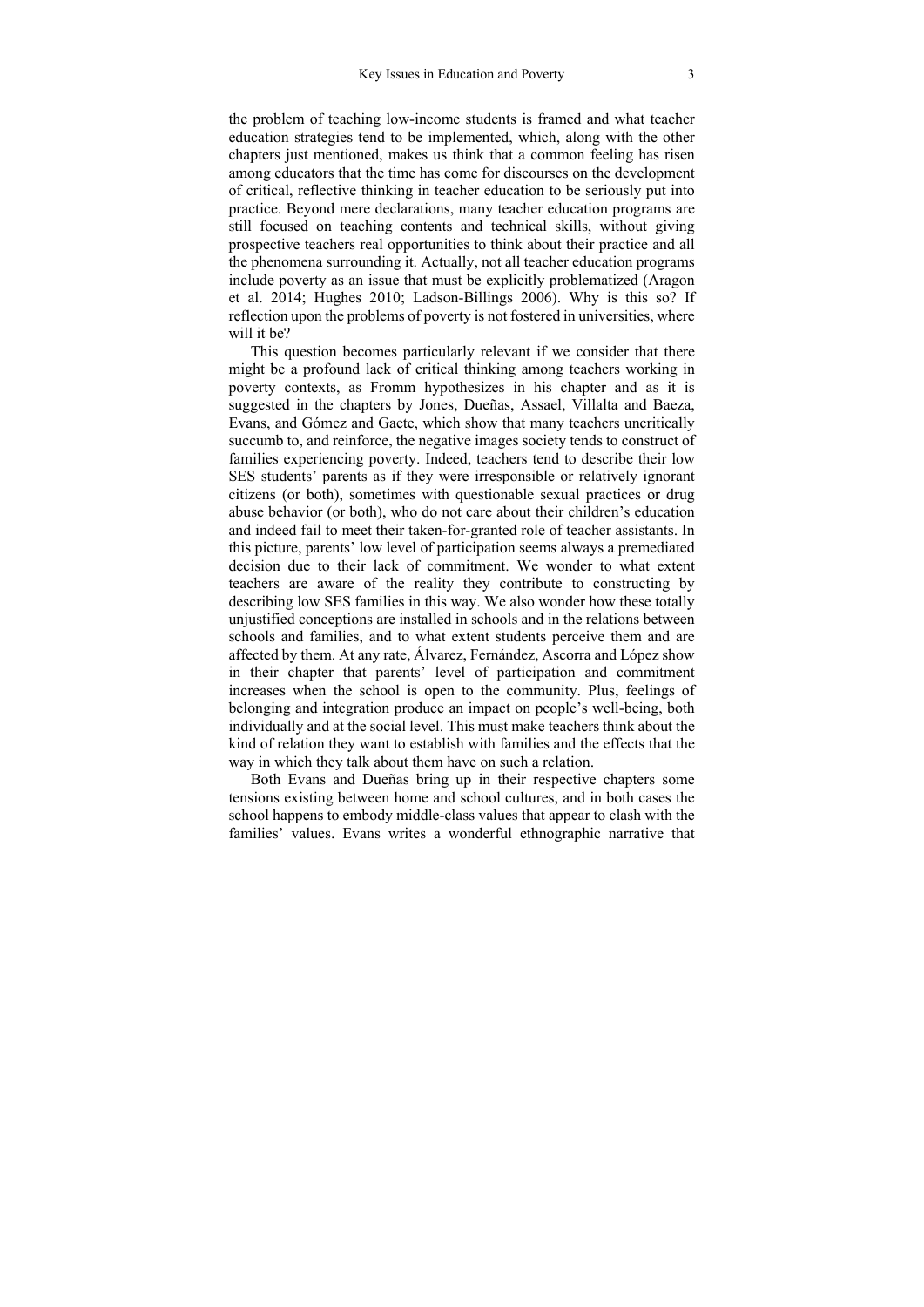the problem of teaching low-income students is framed and what teacher education strategies tend to be implemented, which, along with the other chapters just mentioned, makes us think that a common feeling has risen among educators that the time has come for discourses on the development of critical, reflective thinking in teacher education to be seriously put into practice. Beyond mere declarations, many teacher education programs are still focused on teaching contents and technical skills, without giving prospective teachers real opportunities to think about their practice and all the phenomena surrounding it. Actually, not all teacher education programs include poverty as an issue that must be explicitly problematized (Aragon et al. 2014; Hughes 2010; Ladson-Billings 2006). Why is this so? If reflection upon the problems of poverty is not fostered in universities, where will it be?

This question becomes particularly relevant if we consider that there might be a profound lack of critical thinking among teachers working in poverty contexts, as Fromm hypothesizes in his chapter and as it is suggested in the chapters by Jones, Dueñas, Assael, Villalta and Baeza, Evans, and Gómez and Gaete, which show that many teachers uncritically succumb to, and reinforce, the negative images society tends to construct of families experiencing poverty. Indeed, teachers tend to describe their low SES students' parents as if they were irresponsible or relatively ignorant citizens (or both), sometimes with questionable sexual practices or drug abuse behavior (or both), who do not care about their children's education and indeed fail to meet their taken-for-granted role of teacher assistants. In this picture, parents' low level of participation seems always a premediated decision due to their lack of commitment. We wonder to what extent teachers are aware of the reality they contribute to constructing by describing low SES families in this way. We also wonder how these totally unjustified conceptions are installed in schools and in the relations between schools and families, and to what extent students perceive them and are affected by them. At any rate, Álvarez, Fernández, Ascorra and López show in their chapter that parents' level of participation and commitment increases when the school is open to the community. Plus, feelings of belonging and integration produce an impact on people's well-being, both individually and at the social level. This must make teachers think about the kind of relation they want to establish with families and the effects that the way in which they talk about them have on such a relation.

Both Evans and Dueñas bring up in their respective chapters some tensions existing between home and school cultures, and in both cases the school happens to embody middle-class values that appear to clash with the families' values. Evans writes a wonderful ethnographic narrative that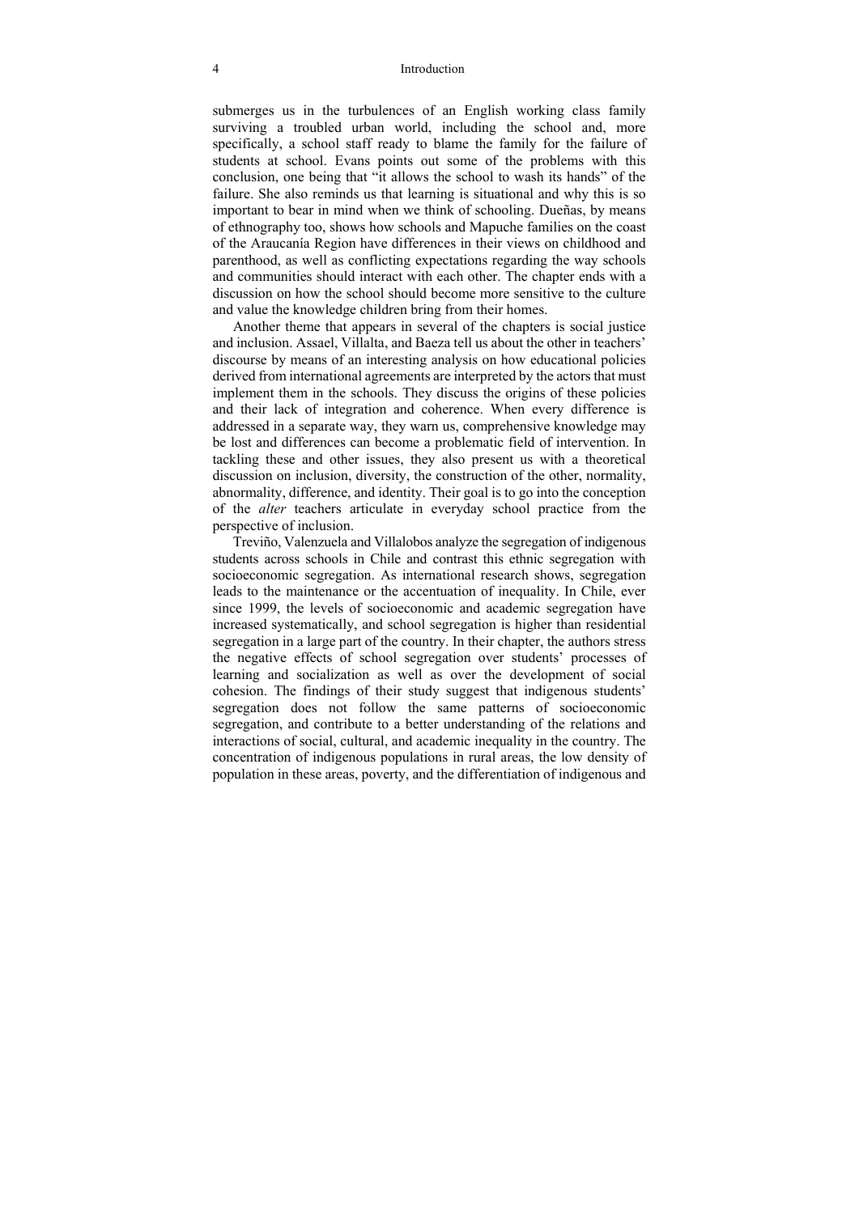submerges us in the turbulences of an English working class family surviving a troubled urban world, including the school and, more specifically, a school staff ready to blame the family for the failure of students at school. Evans points out some of the problems with this conclusion, one being that "it allows the school to wash its hands" of the failure. She also reminds us that learning is situational and why this is so important to bear in mind when we think of schooling. Dueñas, by means of ethnography too, shows how schools and Mapuche families on the coast of the Araucanía Region have differences in their views on childhood and parenthood, as well as conflicting expectations regarding the way schools and communities should interact with each other. The chapter ends with a discussion on how the school should become more sensitive to the culture and value the knowledge children bring from their homes.

Another theme that appears in several of the chapters is social justice and inclusion. Assael, Villalta, and Baeza tell us about the other in teachers' discourse by means of an interesting analysis on how educational policies derived from international agreements are interpreted by the actors that must implement them in the schools. They discuss the origins of these policies and their lack of integration and coherence. When every difference is addressed in a separate way, they warn us, comprehensive knowledge may be lost and differences can become a problematic field of intervention. In tackling these and other issues, they also present us with a theoretical discussion on inclusion, diversity, the construction of the other, normality, abnormality, difference, and identity. Their goal is to go into the conception of the *alter* teachers articulate in everyday school practice from the perspective of inclusion.

Treviño, Valenzuela and Villalobos analyze the segregation of indigenous students across schools in Chile and contrast this ethnic segregation with socioeconomic segregation. As international research shows, segregation leads to the maintenance or the accentuation of inequality. In Chile, ever since 1999, the levels of socioeconomic and academic segregation have increased systematically, and school segregation is higher than residential segregation in a large part of the country. In their chapter, the authors stress the negative effects of school segregation over students' processes of learning and socialization as well as over the development of social cohesion. The findings of their study suggest that indigenous students' segregation does not follow the same patterns of socioeconomic segregation, and contribute to a better understanding of the relations and interactions of social, cultural, and academic inequality in the country. The concentration of indigenous populations in rural areas, the low density of population in these areas, poverty, and the differentiation of indigenous and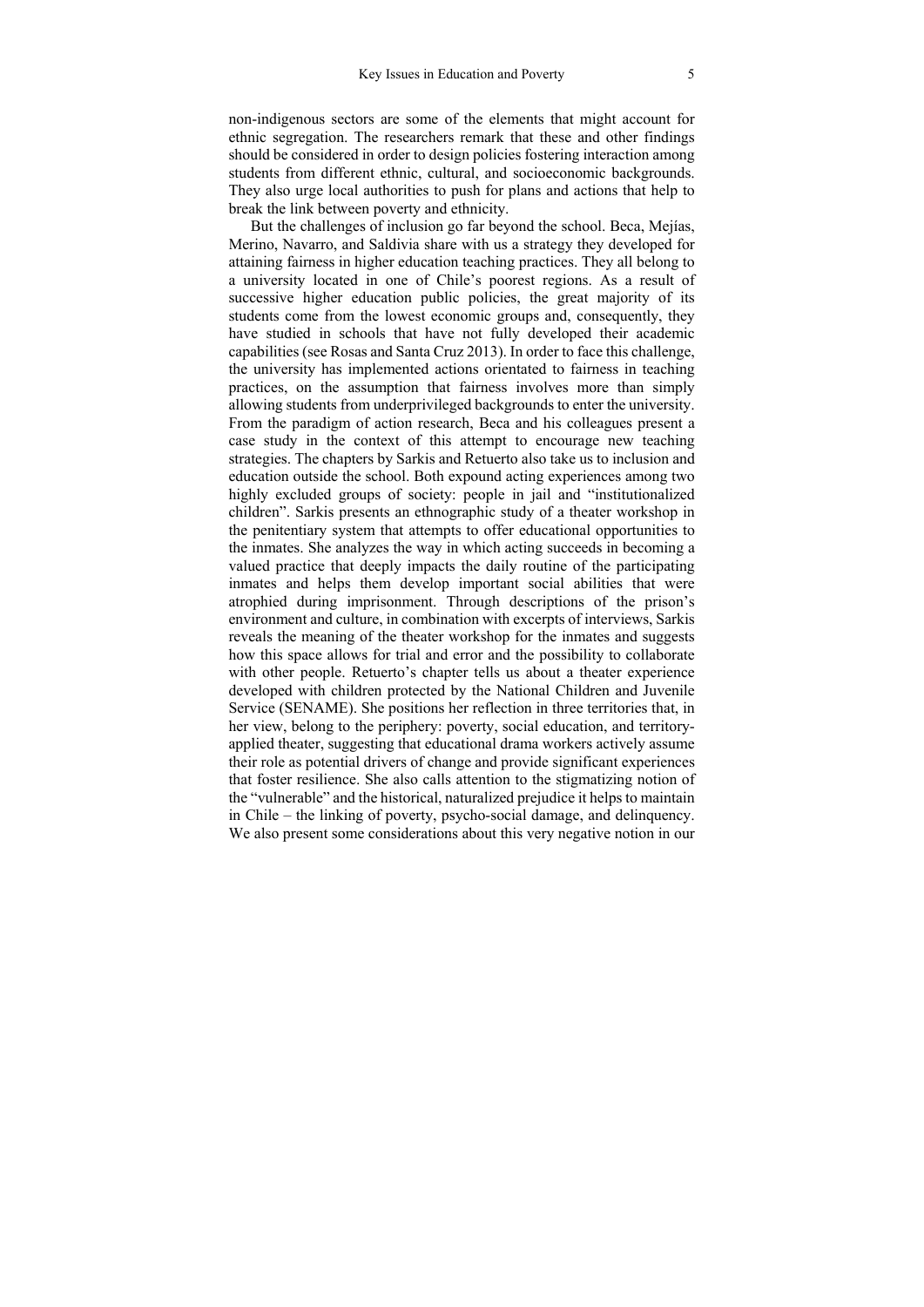non-indigenous sectors are some of the elements that might account for ethnic segregation. The researchers remark that these and other findings should be considered in order to design policies fostering interaction among students from different ethnic, cultural, and socioeconomic backgrounds. They also urge local authorities to push for plans and actions that help to break the link between poverty and ethnicity.

But the challenges of inclusion go far beyond the school. Beca, Mejías, Merino, Navarro, and Saldivia share with us a strategy they developed for attaining fairness in higher education teaching practices. They all belong to a university located in one of Chile's poorest regions. As a result of successive higher education public policies, the great majority of its students come from the lowest economic groups and, consequently, they have studied in schools that have not fully developed their academic capabilities (see Rosas and Santa Cruz 2013). In order to face this challenge, the university has implemented actions orientated to fairness in teaching practices, on the assumption that fairness involves more than simply allowing students from underprivileged backgrounds to enter the university. From the paradigm of action research, Beca and his colleagues present a case study in the context of this attempt to encourage new teaching strategies. The chapters by Sarkis and Retuerto also take us to inclusion and education outside the school. Both expound acting experiences among two highly excluded groups of society: people in jail and "institutionalized children". Sarkis presents an ethnographic study of a theater workshop in the penitentiary system that attempts to offer educational opportunities to the inmates. She analyzes the way in which acting succeeds in becoming a valued practice that deeply impacts the daily routine of the participating inmates and helps them develop important social abilities that were atrophied during imprisonment. Through descriptions of the prison's environment and culture, in combination with excerpts of interviews, Sarkis reveals the meaning of the theater workshop for the inmates and suggests how this space allows for trial and error and the possibility to collaborate with other people. Retuerto's chapter tells us about a theater experience developed with children protected by the National Children and Juvenile Service (SENAME). She positions her reflection in three territories that, in her view, belong to the periphery: poverty, social education, and territory-applied theater, suggesting that educational drama workers actively assume their role as potential drivers of change and provide significant experiences that foster resilience. She also calls attention to the stigmatizing notion of the "vulnerable" and the historical, naturalized prejudice it helps to maintain in Chile – the linking of poverty, psycho-social damage, and delinquency. We also present some considerations about this very negative notion in our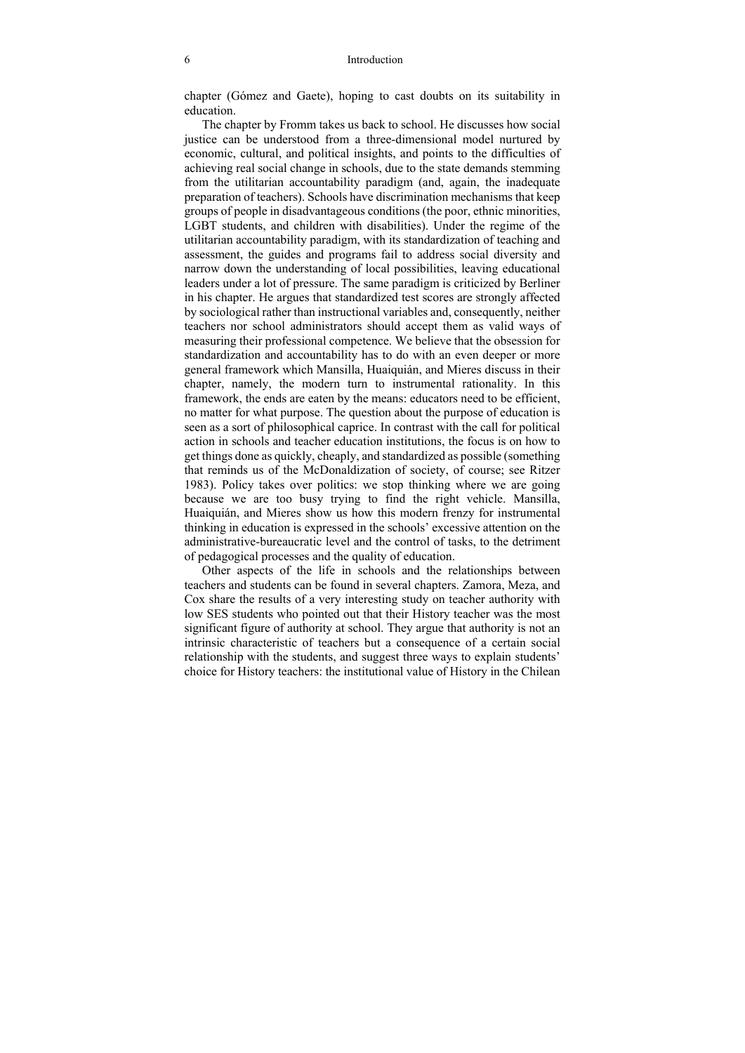chapter (Gómez and Gaete), hoping to cast doubts on its suitability in education.

The chapter by Fromm takes us back to school. He discusses how social justice can be understood from a three-dimensional model nurtured by economic, cultural, and political insights, and points to the difficulties of achieving real social change in schools, due to the state demands stemming from the utilitarian accountability paradigm (and, again, the inadequate preparation of teachers). Schools have discrimination mechanisms that keep groups of people in disadvantageous conditions (the poor, ethnic minorities, LGBT students, and children with disabilities). Under the regime of the utilitarian accountability paradigm, with its standardization of teaching and assessment, the guides and programs fail to address social diversity and narrow down the understanding of local possibilities, leaving educational leaders under a lot of pressure. The same paradigm is criticized by Berliner in his chapter. He argues that standardized test scores are strongly affected by sociological rather than instructional variables and, consequently, neither teachers nor school administrators should accept them as valid ways of measuring their professional competence. We believe that the obsession for standardization and accountability has to do with an even deeper or more general framework which Mansilla, Huaiquián, and Mieres discuss in their chapter, namely, the modern turn to instrumental rationality. In this framework, the ends are eaten by the means: educators need to be efficient, no matter for what purpose. The question about the purpose of education is seen as a sort of philosophical caprice. In contrast with the call for political action in schools and teacher education institutions, the focus is on how to get things done as quickly, cheaply, and standardized as possible (something that reminds us of the McDonaldization of society, of course; see Ritzer 1983). Policy takes over politics: we stop thinking where we are going because we are too busy trying to find the right vehicle. Mansilla, Huaiquián, and Mieres show us how this modern frenzy for instrumental thinking in education is expressed in the schools' excessive attention on the administrative-bureaucratic level and the control of tasks, to the detriment of pedagogical processes and the quality of education.

Other aspects of the life in schools and the relationships between teachers and students can be found in several chapters. Zamora, Meza, and Cox share the results of a very interesting study on teacher authority with low SES students who pointed out that their History teacher was the most significant figure of authority at school. They argue that authority is not an intrinsic characteristic of teachers but a consequence of a certain social relationship with the students, and suggest three ways to explain students' choice for History teachers: the institutional value of History in the Chilean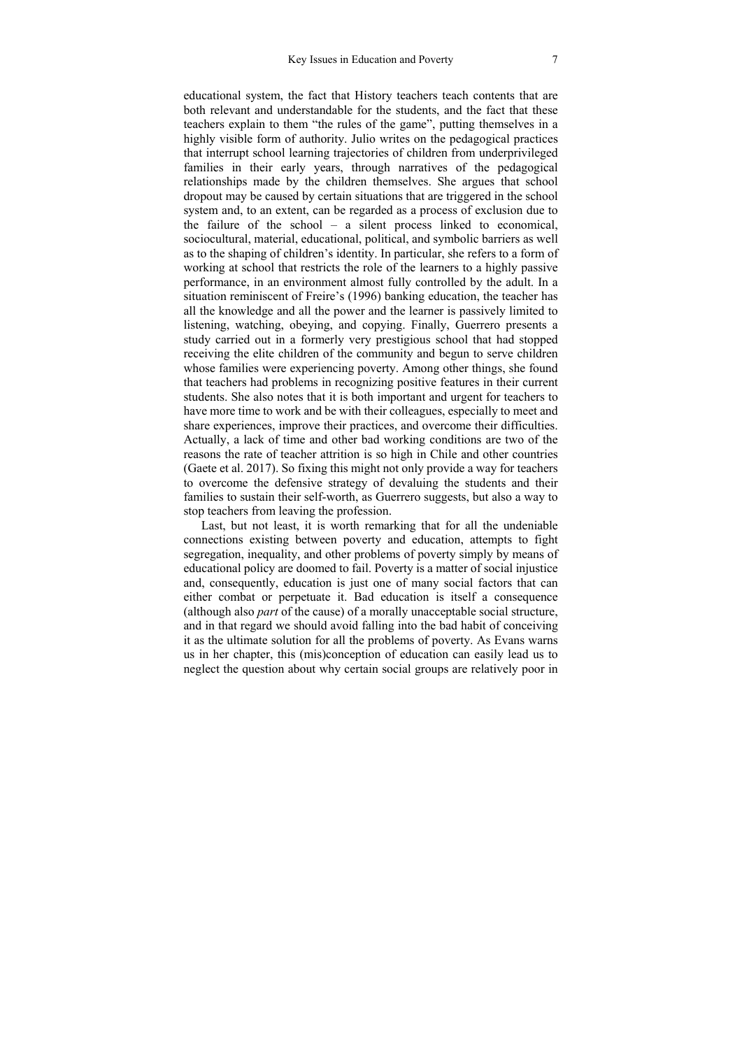educational system, the fact that History teachers teach contents that are both relevant and understandable for the students, and the fact that these teachers explain to them "the rules of the game", putting themselves in a highly visible form of authority. Julio writes on the pedagogical practices that interrupt school learning trajectories of children from underprivileged families in their early years, through narratives of the pedagogical relationships made by the children themselves. She argues that school dropout may be caused by certain situations that are triggered in the school system and, to an extent, can be regarded as a process of exclusion due to the failure of the school – a silent process linked to economical, sociocultural, material, educational, political, and symbolic barriers as well as to the shaping of children's identity. In particular, she refers to a form of working at school that restricts the role of the learners to a highly passive performance, in an environment almost fully controlled by the adult. In a situation reminiscent of Freire's (1996) banking education, the teacher has all the knowledge and all the power and the learner is passively limited to listening, watching, obeying, and copying. Finally, Guerrero presents a study carried out in a formerly very prestigious school that had stopped receiving the elite children of the community and begun to serve children whose families were experiencing poverty. Among other things, she found that teachers had problems in recognizing positive features in their current students. She also notes that it is both important and urgent for teachers to have more time to work and be with their colleagues, especially to meet and share experiences, improve their practices, and overcome their difficulties. Actually, a lack of time and other bad working conditions are two of the reasons the rate of teacher attrition is so high in Chile and other countries (Gaete et al. 2017). So fixing this might not only provide a way for teachers to overcome the defensive strategy of devaluing the students and their families to sustain their self-worth, as Guerrero suggests, but also a way to stop teachers from leaving the profession.

Last, but not least, it is worth remarking that for all the undeniable connections existing between poverty and education, attempts to fight segregation, inequality, and other problems of poverty simply by means of educational policy are doomed to fail. Poverty is a matter of social injustice and, consequently, education is just one of many social factors that can either combat or perpetuate it. Bad education is itself a consequence (although also *part* of the cause) of a morally unacceptable social structure, and in that regard we should avoid falling into the bad habit of conceiving it as the ultimate solution for all the problems of poverty. As Evans warns us in her chapter, this (mis)conception of education can easily lead us to neglect the question about why certain social groups are relatively poor in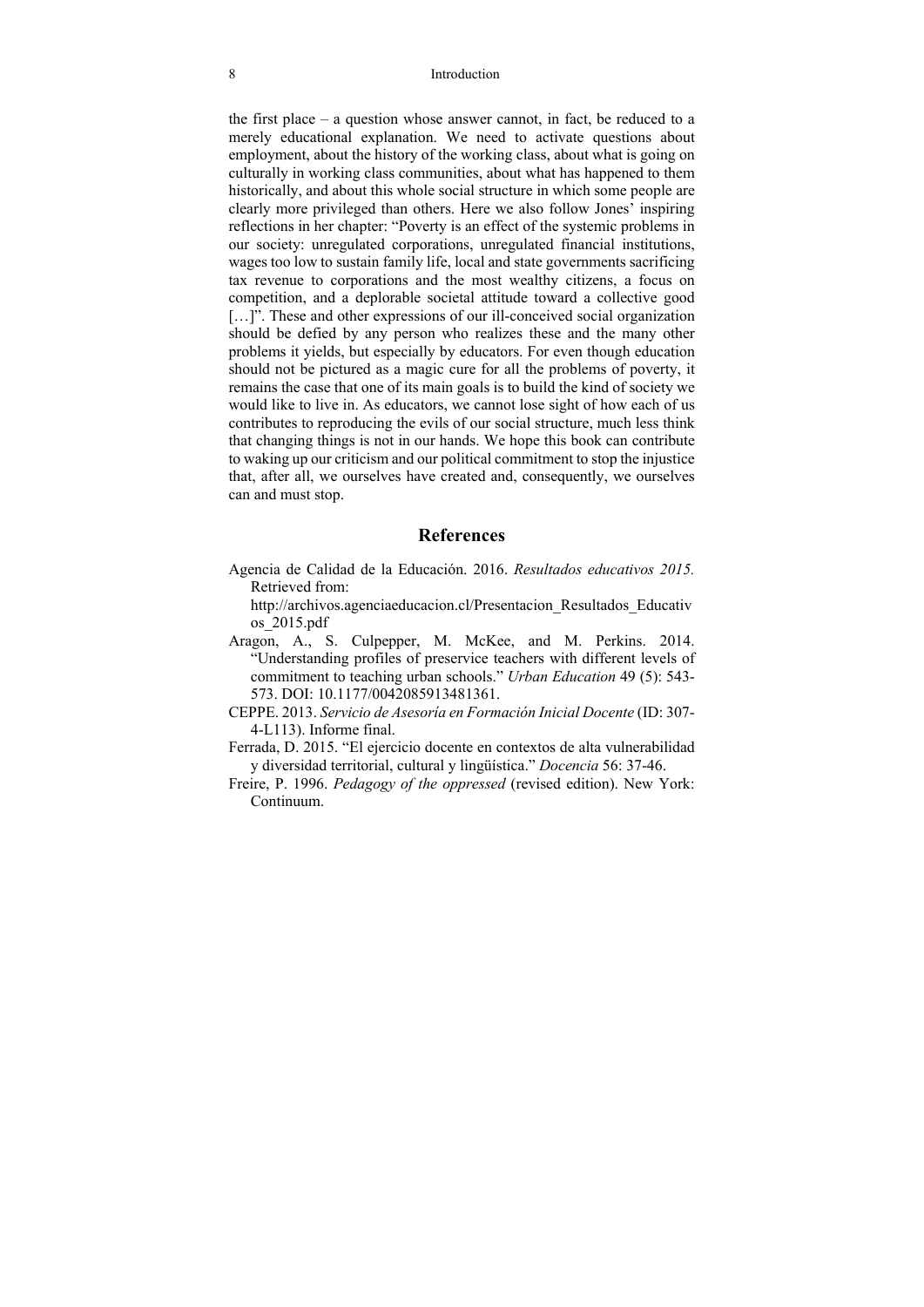the first place – a question whose answer cannot, in fact, be reduced to a merely educational explanation. We need to activate questions about employment, about the history of the working class, about what is going on culturally in working class communities, about what has happened to them historically, and about this whole social structure in which some people are clearly more privileged than others. Here we also follow Jones' inspiring reflections in her chapter: "Poverty is an effect of the systemic problems in our society: unregulated corporations, unregulated financial institutions, wages too low to sustain family life, local and state governments sacrificing tax revenue to corporations and the most wealthy citizens, a focus on competition, and a deplorable societal attitude toward a collective good […]". These and other expressions of our ill-conceived social organization should be defied by any person who realizes these and the many other problems it yields, but especially by educators. For even though education should not be pictured as a magic cure for all the problems of poverty, it remains the case that one of its main goals is to build the kind of society we would like to live in. As educators, we cannot lose sight of how each of us contributes to reproducing the evils of our social structure, much less think that changing things is not in our hands. We hope this book can contribute to waking up our criticism and our political commitment to stop the injustice that, after all, we ourselves have created and, consequently, we ourselves can and must stop.

## References

Agencia de Calidad de la Educación. 2016. *Resultados educativos 2015.* Retrieved from: http://archivos.agenciaeducacion.cl/Presentacion_Resultados_Educativos_2015.pdf

Aragon, A., S. Culpepper, M. McKee, and M. Perkins. 2014. "Understanding profiles of preservice teachers with different levels of commitment to teaching urban schools." *Urban Education* 49 (5): 543-573. DOI: 10.1177/0042085913481361.

CEPPE. 2013. *Servicio de Asesoría en Formación Inicial Docente* (ID: 307-4-L113). Informe final.

Ferrada, D. 2015. "El ejercicio docente en contextos de alta vulnerabilidad y diversidad territorial, cultural y lingüística." *Docencia* 56: 37-46.

Freire, P. 1996. *Pedagogy of the oppressed* (revised edition). New York: Continuum.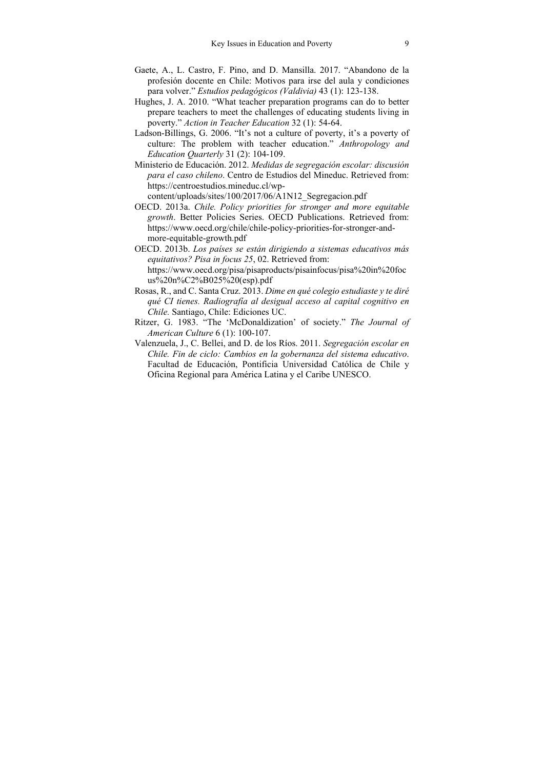Gaete, A., L. Castro, F. Pino, and D. Mansilla. 2017. "Abandono de la profesión docente en Chile: Motivos para irse del aula y condiciones para volver." *Estudios pedagógicos (Valdivia)* 43 (1): 123-138.

Hughes, J. A. 2010. "What teacher preparation programs can do to better prepare teachers to meet the challenges of educating students living in poverty." *Action in Teacher Education* 32 (1): 54-64.

Ladson-Billings, G. 2006. "It's not a culture of poverty, it's a poverty of culture: The problem with teacher education." *Anthropology and Education Quarterly* 31 (2): 104-109.

Ministerio de Educación. 2012. *Medidas de segregación escolar: discusión para el caso chileno*. Centro de Estudios del Mineduc. Retrieved from: https://centroestudios.mineduc.cl/wp-content/uploads/sites/100/2017/06/A1N12_Segregacion.pdf

OECD. 2013a. *Chile. Policy priorities for stronger and more equitable growth*. Better Policies Series. OECD Publications. Retrieved from: https://www.oecd.org/chile/chile-policy-priorities-for-stronger-and-more-equitable-growth.pdf

OECD. 2013b. *Los países se están dirigiendo a sistemas educativos más equitativos? Pisa in focus 25*, 02. Retrieved from: https://www.oecd.org/pisa/pisaproducts/pisainfocus/pisa%20in%20focus%20n%C2%B025%20(esp).pdf

Rosas, R., and C. Santa Cruz. 2013. *Dime en qué colegio estudiaste y te diré qué CI tienes. Radiografía al desigual acceso al capital cognitivo en Chile.* Santiago, Chile: Ediciones UC.

Ritzer, G. 1983. "The 'McDonaldization' of society." *The Journal of American Culture* 6 (1): 100-107.

Valenzuela, J., C. Bellei, and D. de los Ríos. 2011. *Segregación escolar en Chile. Fin de ciclo: Cambios en la gobernanza del sistema educativo*. Facultad de Educación, Pontificia Universidad Católica de Chile y Oficina Regional para América Latina y el Caribe UNESCO.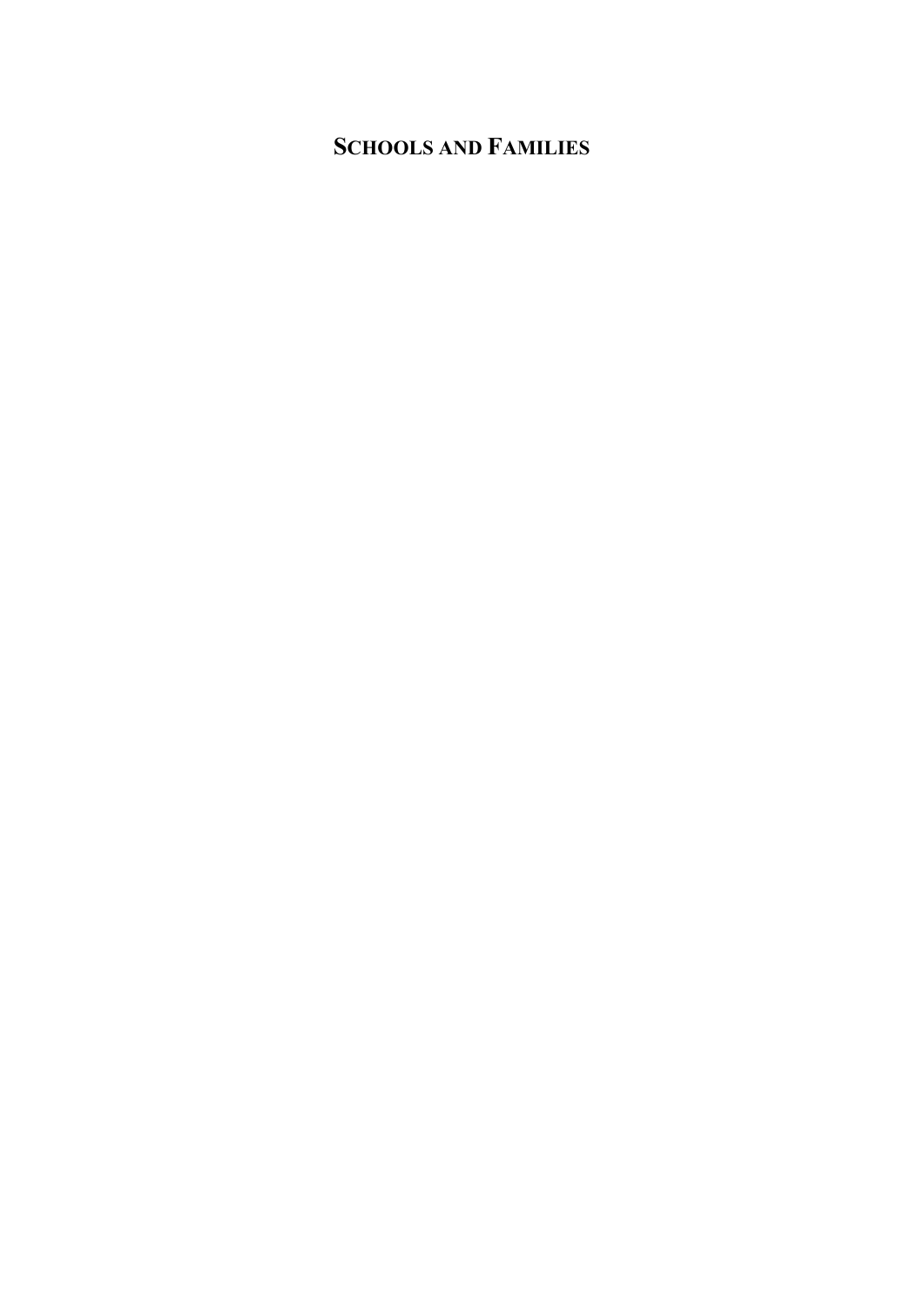# SCHOOLS AND FAMILIES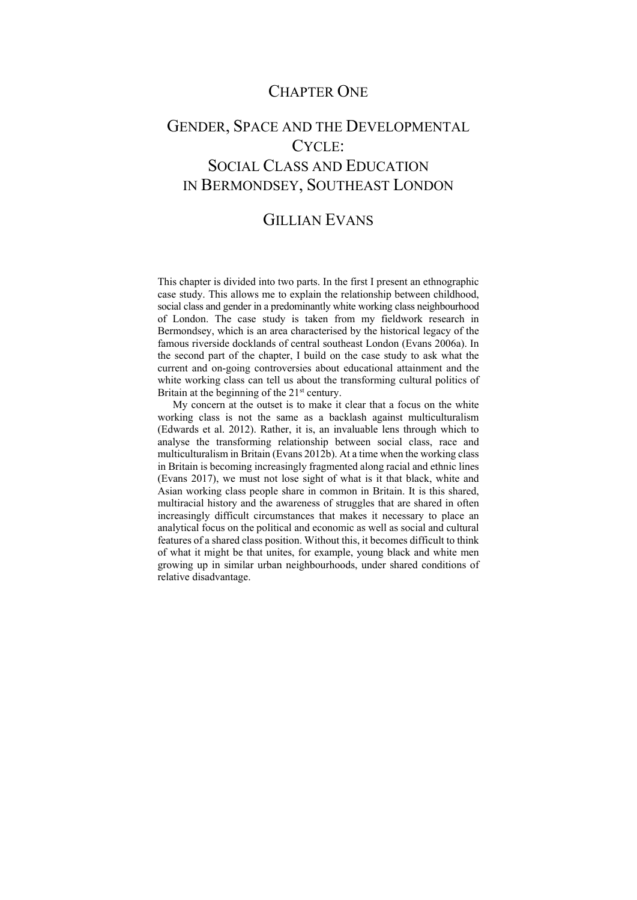# CHAPTER ONE

# GENDER, SPACE AND THE DEVELOPMENTAL CYCLE: SOCIAL CLASS AND EDUCATION IN BERMONDSEY, SOUTHEAST LONDON

## GILLIAN EVANS

This chapter is divided into two parts. In the first I present an ethnographic case study. This allows me to explain the relationship between childhood, social class and gender in a predominantly white working class neighbourhood of London. The case study is taken from my fieldwork research in Bermondsey, which is an area characterised by the historical legacy of the famous riverside docklands of central southeast London (Evans 2006a). In the second part of the chapter, I build on the case study to ask what the current and on-going controversies about educational attainment and the white working class can tell us about the transforming cultural politics of Britain at the beginning of the 21st century.

My concern at the outset is to make it clear that a focus on the white working class is not the same as a backlash against multiculturalism (Edwards et al. 2012). Rather, it is, an invaluable lens through which to analyse the transforming relationship between social class, race and multiculturalism in Britain (Evans 2012b). At a time when the working class in Britain is becoming increasingly fragmented along racial and ethnic lines (Evans 2017), we must not lose sight of what is it that black, white and Asian working class people share in common in Britain. It is this shared, multiracial history and the awareness of struggles that are shared in often increasingly difficult circumstances that makes it necessary to place an analytical focus on the political and economic as well as social and cultural features of a shared class position. Without this, it becomes difficult to think of what it might be that unites, for example, young black and white men growing up in similar urban neighbourhoods, under shared conditions of relative disadvantage.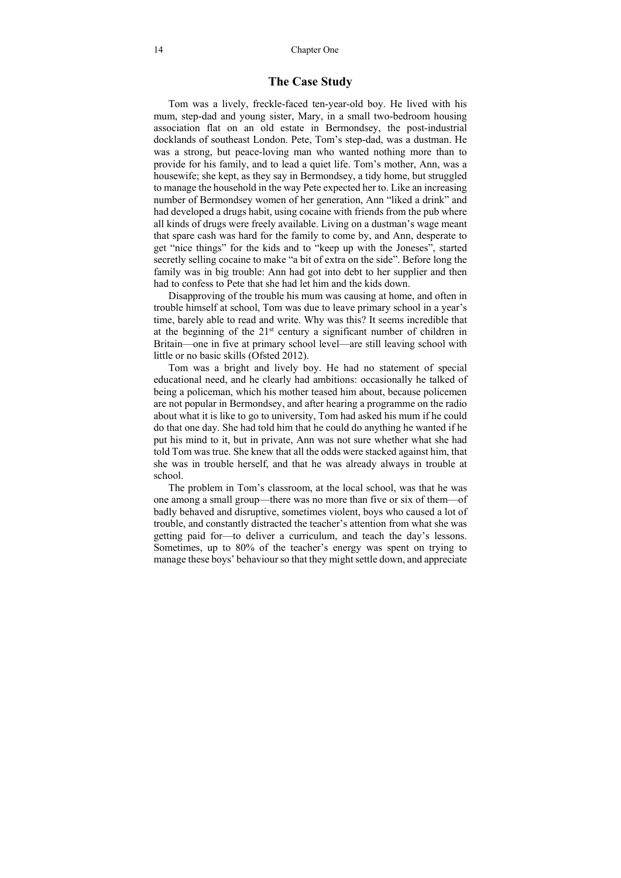## The Case Study

Tom was a lively, freckle-faced ten-year-old boy. He lived with his mum, step-dad and young sister, Mary, in a small two-bedroom housing association flat on an old estate in Bermondsey, the post-industrial docklands of southeast London. Pete, Tom's step-dad, was a dustman. He was a strong, but peace-loving man who wanted nothing more than to provide for his family, and to lead a quiet life. Tom's mother, Ann, was a housewife; she kept, as they say in Bermondsey, a tidy home, but struggled to manage the household in the way Pete expected her to. Like an increasing number of Bermondsey women of her generation, Ann "liked a drink" and had developed a drugs habit, using cocaine with friends from the pub where all kinds of drugs were freely available. Living on a dustman's wage meant that spare cash was hard for the family to come by, and Ann, desperate to get "nice things" for the kids and to "keep up with the Joneses", started secretly selling cocaine to make "a bit of extra on the side". Before long the family was in big trouble: Ann had got into debt to her supplier and then had to confess to Pete that she had let him and the kids down.

Disapproving of the trouble his mum was causing at home, and often in trouble himself at school, Tom was due to leave primary school in a year's time, barely able to read and write. Why was this? It seems incredible that at the beginning of the 21st century a significant number of children in Britain—one in five at primary school level—are still leaving school with little or no basic skills (Ofsted 2012).

Tom was a bright and lively boy. He had no statement of special educational need, and he clearly had ambitions: occasionally he talked of being a policeman, which his mother teased him about, because policemen are not popular in Bermondsey, and after hearing a programme on the radio about what it is like to go to university, Tom had asked his mum if he could do that one day. She had told him that he could do anything he wanted if he put his mind to it, but in private, Ann was not sure whether what she had told Tom was true. She knew that all the odds were stacked against him, that she was in trouble herself, and that he was already always in trouble at school.

The problem in Tom's classroom, at the local school, was that he was one among a small group—there was no more than five or six of them—of badly behaved and disruptive, sometimes violent, boys who caused a lot of trouble, and constantly distracted the teacher's attention from what she was getting paid for—to deliver a curriculum, and teach the day's lessons. Sometimes, up to 80% of the teacher's energy was spent on trying to manage these boys' behaviour so that they might settle down, and appreciate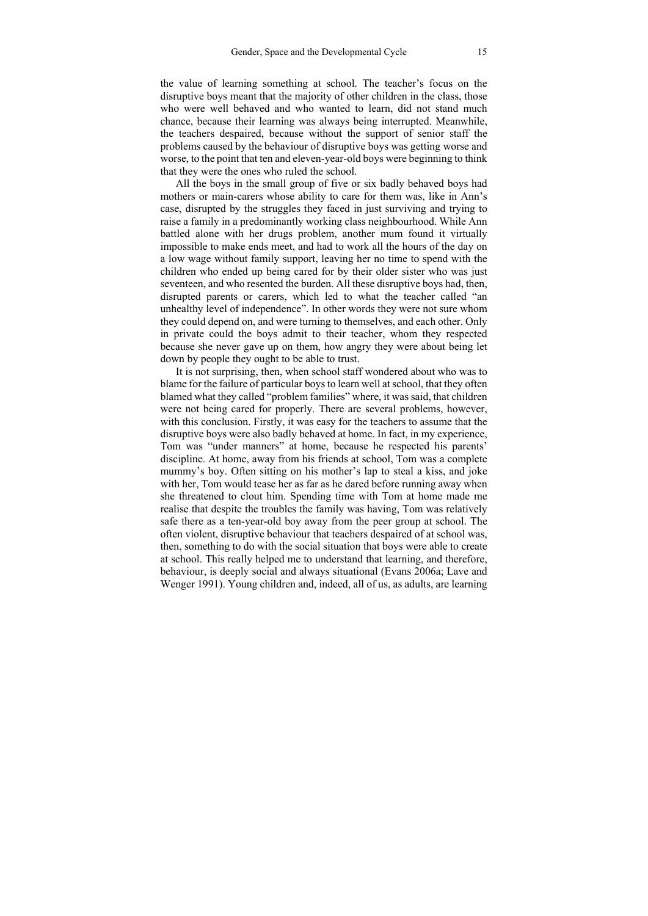the value of learning something at school. The teacher's focus on the disruptive boys meant that the majority of other children in the class, those who were well behaved and who wanted to learn, did not stand much chance, because their learning was always being interrupted. Meanwhile, the teachers despaired, because without the support of senior staff the problems caused by the behaviour of disruptive boys was getting worse and worse, to the point that ten and eleven-year-old boys were beginning to think that they were the ones who ruled the school.

All the boys in the small group of five or six badly behaved boys had mothers or main-carers whose ability to care for them was, like in Ann's case, disrupted by the struggles they faced in just surviving and trying to raise a family in a predominantly working class neighbourhood. While Ann battled alone with her drugs problem, another mum found it virtually impossible to make ends meet, and had to work all the hours of the day on a low wage without family support, leaving her no time to spend with the children who ended up being cared for by their older sister who was just seventeen, and who resented the burden. All these disruptive boys had, then, disrupted parents or carers, which led to what the teacher called "an unhealthy level of independence". In other words they were not sure whom they could depend on, and were turning to themselves, and each other. Only in private could the boys admit to their teacher, whom they respected because she never gave up on them, how angry they were about being let down by people they ought to be able to trust.

It is not surprising, then, when school staff wondered about who was to blame for the failure of particular boys to learn well at school, that they often blamed what they called "problem families" where, it was said, that children were not being cared for properly. There are several problems, however, with this conclusion. Firstly, it was easy for the teachers to assume that the disruptive boys were also badly behaved at home. In fact, in my experience, Tom was "under manners" at home, because he respected his parents' discipline. At home, away from his friends at school, Tom was a complete mummy's boy. Often sitting on his mother's lap to steal a kiss, and joke with her, Tom would tease her as far as he dared before running away when she threatened to clout him. Spending time with Tom at home made me realise that despite the troubles the family was having, Tom was relatively safe there as a ten-year-old boy away from the peer group at school. The often violent, disruptive behaviour that teachers despaired of at school was, then, something to do with the social situation that boys were able to create at school. This really helped me to understand that learning, and therefore, behaviour, is deeply social and always situational (Evans 2006a; Lave and Wenger 1991). Young children and, indeed, all of us, as adults, are learning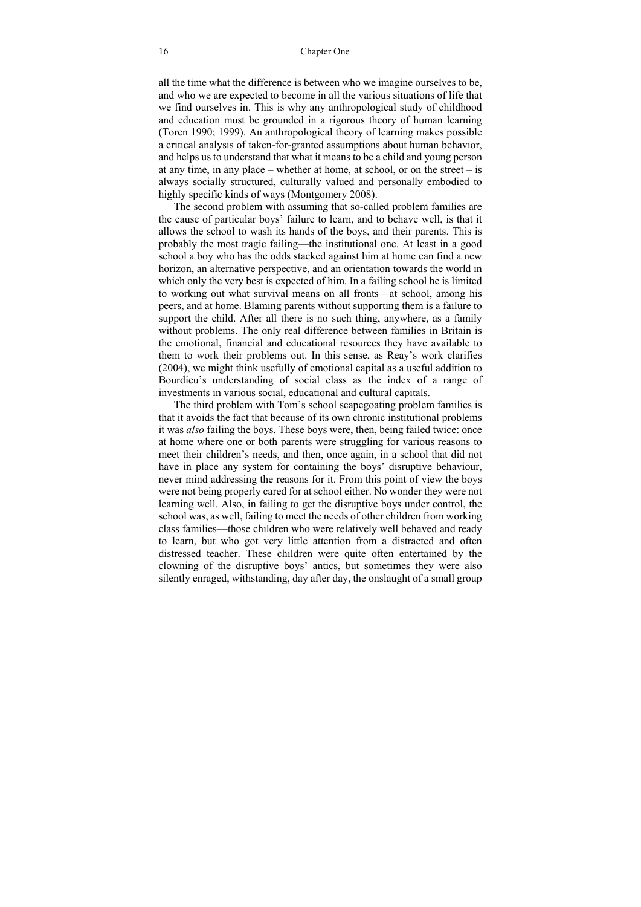all the time what the difference is between who we imagine ourselves to be, and who we are expected to become in all the various situations of life that we find ourselves in. This is why any anthropological study of childhood and education must be grounded in a rigorous theory of human learning (Toren 1990; 1999). An anthropological theory of learning makes possible a critical analysis of taken-for-granted assumptions about human behavior, and helps us to understand that what it means to be a child and young person at any time, in any place – whether at home, at school, or on the street – is always socially structured, culturally valued and personally embodied to highly specific kinds of ways (Montgomery 2008).

The second problem with assuming that so-called problem families are the cause of particular boys' failure to learn, and to behave well, is that it allows the school to wash its hands of the boys, and their parents. This is probably the most tragic failing—the institutional one. At least in a good school a boy who has the odds stacked against him at home can find a new horizon, an alternative perspective, and an orientation towards the world in which only the very best is expected of him. In a failing school he is limited to working out what survival means on all fronts—at school, among his peers, and at home. Blaming parents without supporting them is a failure to support the child. After all there is no such thing, anywhere, as a family without problems. The only real difference between families in Britain is the emotional, financial and educational resources they have available to them to work their problems out. In this sense, as Reay's work clarifies (2004), we might think usefully of emotional capital as a useful addition to Bourdieu's understanding of social class as the index of a range of investments in various social, educational and cultural capitals.

The third problem with Tom's school scapegoating problem families is that it avoids the fact that because of its own chronic institutional problems it was *also* failing the boys. These boys were, then, being failed twice: once at home where one or both parents were struggling for various reasons to meet their children's needs, and then, once again, in a school that did not have in place any system for containing the boys' disruptive behaviour, never mind addressing the reasons for it. From this point of view the boys were not being properly cared for at school either. No wonder they were not learning well. Also, in failing to get the disruptive boys under control, the school was, as well, failing to meet the needs of other children from working class families—those children who were relatively well behaved and ready to learn, but who got very little attention from a distracted and often distressed teacher. These children were quite often entertained by the clowning of the disruptive boys' antics, but sometimes they were also silently enraged, withstanding, day after day, the onslaught of a small group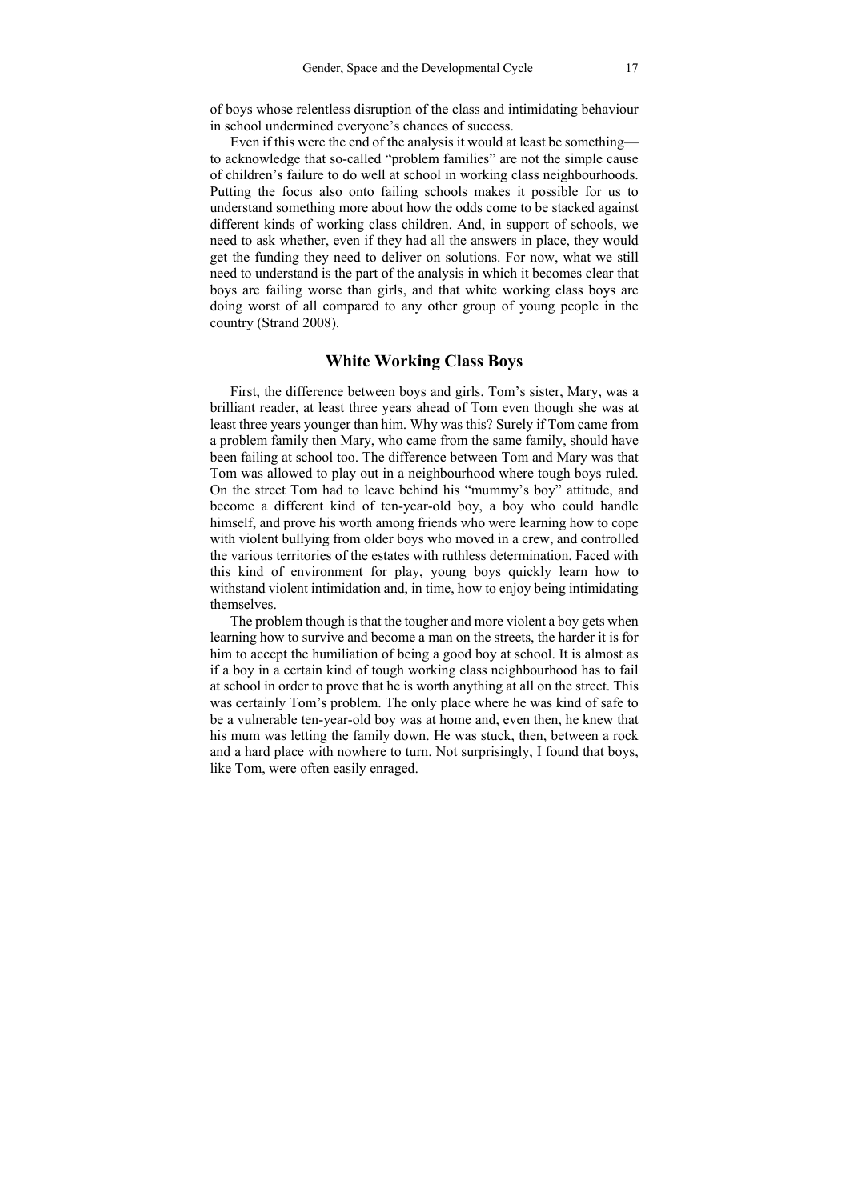of boys whose relentless disruption of the class and intimidating behaviour in school undermined everyone's chances of success.

Even if this were the end of the analysis it would at least be something—to acknowledge that so-called "problem families" are not the simple cause of children's failure to do well at school in working class neighbourhoods. Putting the focus also onto failing schools makes it possible for us to understand something more about how the odds come to be stacked against different kinds of working class children. And, in support of schools, we need to ask whether, even if they had all the answers in place, they would get the funding they need to deliver on solutions. For now, what we still need to understand is the part of the analysis in which it becomes clear that boys are failing worse than girls, and that white working class boys are doing worst of all compared to any other group of young people in the country (Strand 2008).

## White Working Class Boys

First, the difference between boys and girls. Tom's sister, Mary, was a brilliant reader, at least three years ahead of Tom even though she was at least three years younger than him. Why was this? Surely if Tom came from a problem family then Mary, who came from the same family, should have been failing at school too. The difference between Tom and Mary was that Tom was allowed to play out in a neighbourhood where tough boys ruled. On the street Tom had to leave behind his "mummy's boy" attitude, and become a different kind of ten-year-old boy, a boy who could handle himself, and prove his worth among friends who were learning how to cope with violent bullying from older boys who moved in a crew, and controlled the various territories of the estates with ruthless determination. Faced with this kind of environment for play, young boys quickly learn how to withstand violent intimidation and, in time, how to enjoy being intimidating themselves.

The problem though is that the tougher and more violent a boy gets when learning how to survive and become a man on the streets, the harder it is for him to accept the humiliation of being a good boy at school. It is almost as if a boy in a certain kind of tough working class neighbourhood has to fail at school in order to prove that he is worth anything at all on the street. This was certainly Tom's problem. The only place where he was kind of safe to be a vulnerable ten-year-old boy was at home and, even then, he knew that his mum was letting the family down. He was stuck, then, between a rock and a hard place with nowhere to turn. Not surprisingly, I found that boys, like Tom, were often easily enraged.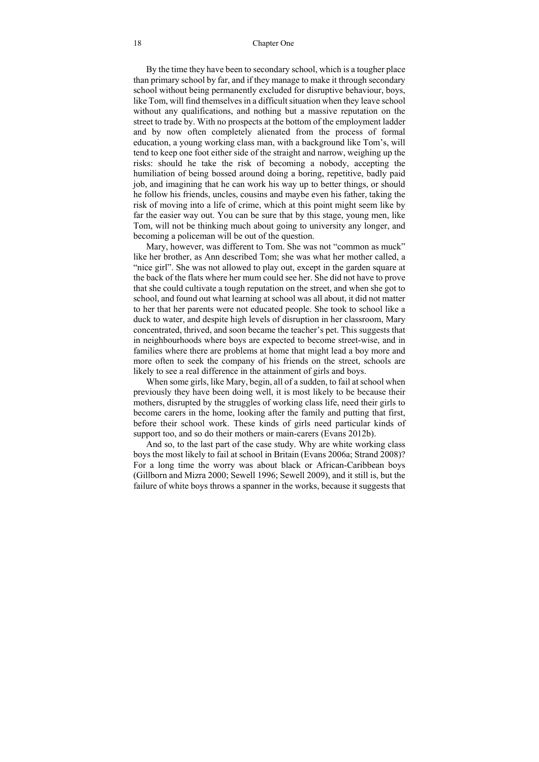By the time they have been to secondary school, which is a tougher place than primary school by far, and if they manage to make it through secondary school without being permanently excluded for disruptive behaviour, boys, like Tom, will find themselves in a difficult situation when they leave school without any qualifications, and nothing but a massive reputation on the street to trade by. With no prospects at the bottom of the employment ladder and by now often completely alienated from the process of formal education, a young working class man, with a background like Tom's, will tend to keep one foot either side of the straight and narrow, weighing up the risks: should he take the risk of becoming a nobody, accepting the humiliation of being bossed around doing a boring, repetitive, badly paid job, and imagining that he can work his way up to better things, or should he follow his friends, uncles, cousins and maybe even his father, taking the risk of moving into a life of crime, which at this point might seem like by far the easier way out. You can be sure that by this stage, young men, like Tom, will not be thinking much about going to university any longer, and becoming a policeman will be out of the question.

Mary, however, was different to Tom. She was not "common as muck" like her brother, as Ann described Tom; she was what her mother called, a "nice girl". She was not allowed to play out, except in the garden square at the back of the flats where her mum could see her. She did not have to prove that she could cultivate a tough reputation on the street, and when she got to school, and found out what learning at school was all about, it did not matter to her that her parents were not educated people. She took to school like a duck to water, and despite high levels of disruption in her classroom, Mary concentrated, thrived, and soon became the teacher's pet. This suggests that in neighbourhoods where boys are expected to become street-wise, and in families where there are problems at home that might lead a boy more and more often to seek the company of his friends on the street, schools are likely to see a real difference in the attainment of girls and boys.

When some girls, like Mary, begin, all of a sudden, to fail at school when previously they have been doing well, it is most likely to be because their mothers, disrupted by the struggles of working class life, need their girls to become carers in the home, looking after the family and putting that first, before their school work. These kinds of girls need particular kinds of support too, and so do their mothers or main-carers (Evans 2012b).

And so, to the last part of the case study. Why are white working class boys the most likely to fail at school in Britain (Evans 2006a; Strand 2008)? For a long time the worry was about black or African-Caribbean boys (Gillborn and Mizra 2000; Sewell 1996; Sewell 2009), and it still is, but the failure of white boys throws a spanner in the works, because it suggests that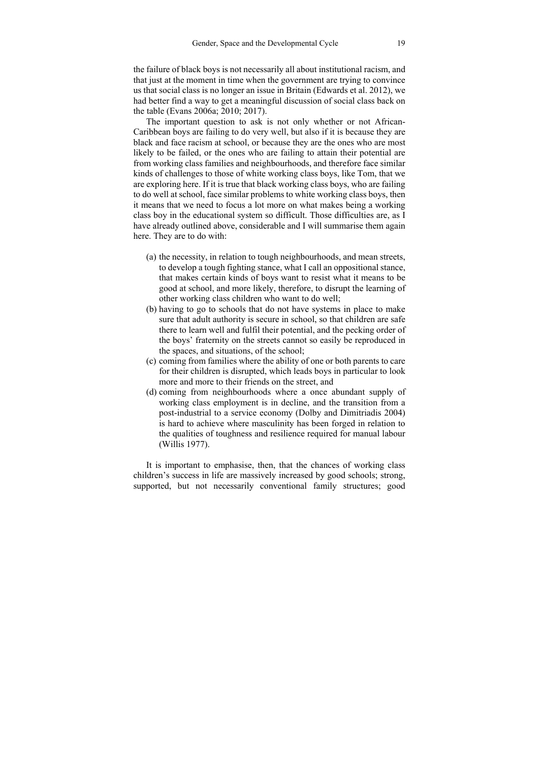the failure of black boys is not necessarily all about institutional racism, and that just at the moment in time when the government are trying to convince us that social class is no longer an issue in Britain (Edwards et al. 2012), we had better find a way to get a meaningful discussion of social class back on the table (Evans 2006a; 2010; 2017).

The important question to ask is not only whether or not African-Caribbean boys are failing to do very well, but also if it is because they are black and face racism at school, or because they are the ones who are most likely to be failed, or the ones who are failing to attain their potential are from working class families and neighbourhoods, and therefore face similar kinds of challenges to those of white working class boys, like Tom, that we are exploring here. If it is true that black working class boys, who are failing to do well at school, face similar problems to white working class boys, then it means that we need to focus a lot more on what makes being a working class boy in the educational system so difficult. Those difficulties are, as I have already outlined above, considerable and I will summarise them again here. They are to do with:

(a) the necessity, in relation to tough neighbourhoods, and mean streets, to develop a tough fighting stance, what I call an oppositional stance, that makes certain kinds of boys want to resist what it means to be good at school, and more likely, therefore, to disrupt the learning of other working class children who want to do well;

(b) having to go to schools that do not have systems in place to make sure that adult authority is secure in school, so that children are safe there to learn well and fulfil their potential, and the pecking order of the boys' fraternity on the streets cannot so easily be reproduced in the spaces, and situations, of the school;

(c) coming from families where the ability of one or both parents to care for their children is disrupted, which leads boys in particular to look more and more to their friends on the street, and

(d) coming from neighbourhoods where a once abundant supply of working class employment is in decline, and the transition from a post-industrial to a service economy (Dolby and Dimitriadis 2004) is hard to achieve where masculinity has been forged in relation to the qualities of toughness and resilience required for manual labour (Willis 1977).

It is important to emphasise, then, that the chances of working class children's success in life are massively increased by good schools; strong, supported, but not necessarily conventional family structures; good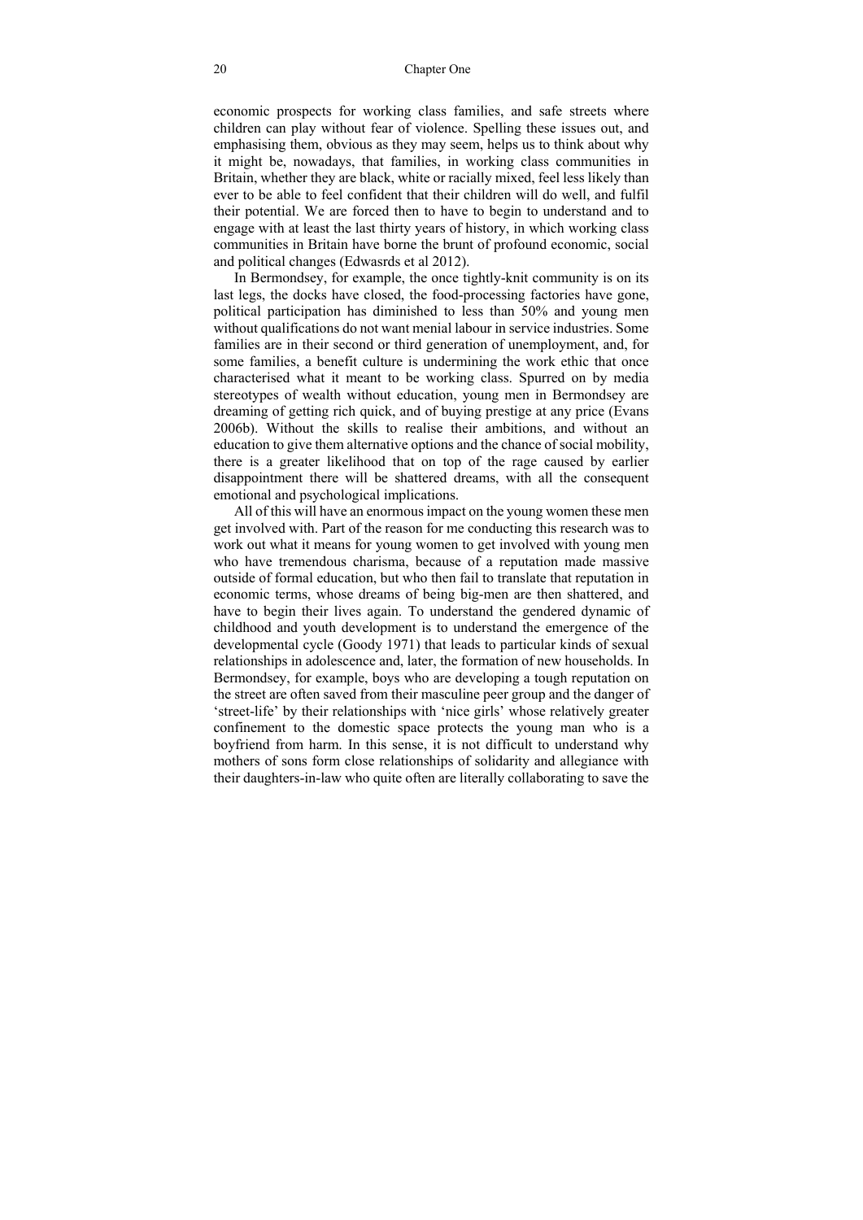economic prospects for working class families, and safe streets where children can play without fear of violence. Spelling these issues out, and emphasising them, obvious as they may seem, helps us to think about why it might be, nowadays, that families, in working class communities in Britain, whether they are black, white or racially mixed, feel less likely than ever to be able to feel confident that their children will do well, and fulfil their potential. We are forced then to have to begin to understand and to engage with at least the last thirty years of history, in which working class communities in Britain have borne the brunt of profound economic, social and political changes (Edwasrds et al 2012).

In Bermondsey, for example, the once tightly-knit community is on its last legs, the docks have closed, the food-processing factories have gone, political participation has diminished to less than 50% and young men without qualifications do not want menial labour in service industries. Some families are in their second or third generation of unemployment, and, for some families, a benefit culture is undermining the work ethic that once characterised what it meant to be working class. Spurred on by media stereotypes of wealth without education, young men in Bermondsey are dreaming of getting rich quick, and of buying prestige at any price (Evans 2006b). Without the skills to realise their ambitions, and without an education to give them alternative options and the chance of social mobility, there is a greater likelihood that on top of the rage caused by earlier disappointment there will be shattered dreams, with all the consequent emotional and psychological implications.

All of this will have an enormous impact on the young women these men get involved with. Part of the reason for me conducting this research was to work out what it means for young women to get involved with young men who have tremendous charisma, because of a reputation made massive outside of formal education, but who then fail to translate that reputation in economic terms, whose dreams of being big-men are then shattered, and have to begin their lives again. To understand the gendered dynamic of childhood and youth development is to understand the emergence of the developmental cycle (Goody 1971) that leads to particular kinds of sexual relationships in adolescence and, later, the formation of new households. In Bermondsey, for example, boys who are developing a tough reputation on the street are often saved from their masculine peer group and the danger of 'street-life' by their relationships with 'nice girls' whose relatively greater confinement to the domestic space protects the young man who is a boyfriend from harm. In this sense, it is not difficult to understand why mothers of sons form close relationships of solidarity and allegiance with their daughters-in-law who quite often are literally collaborating to save the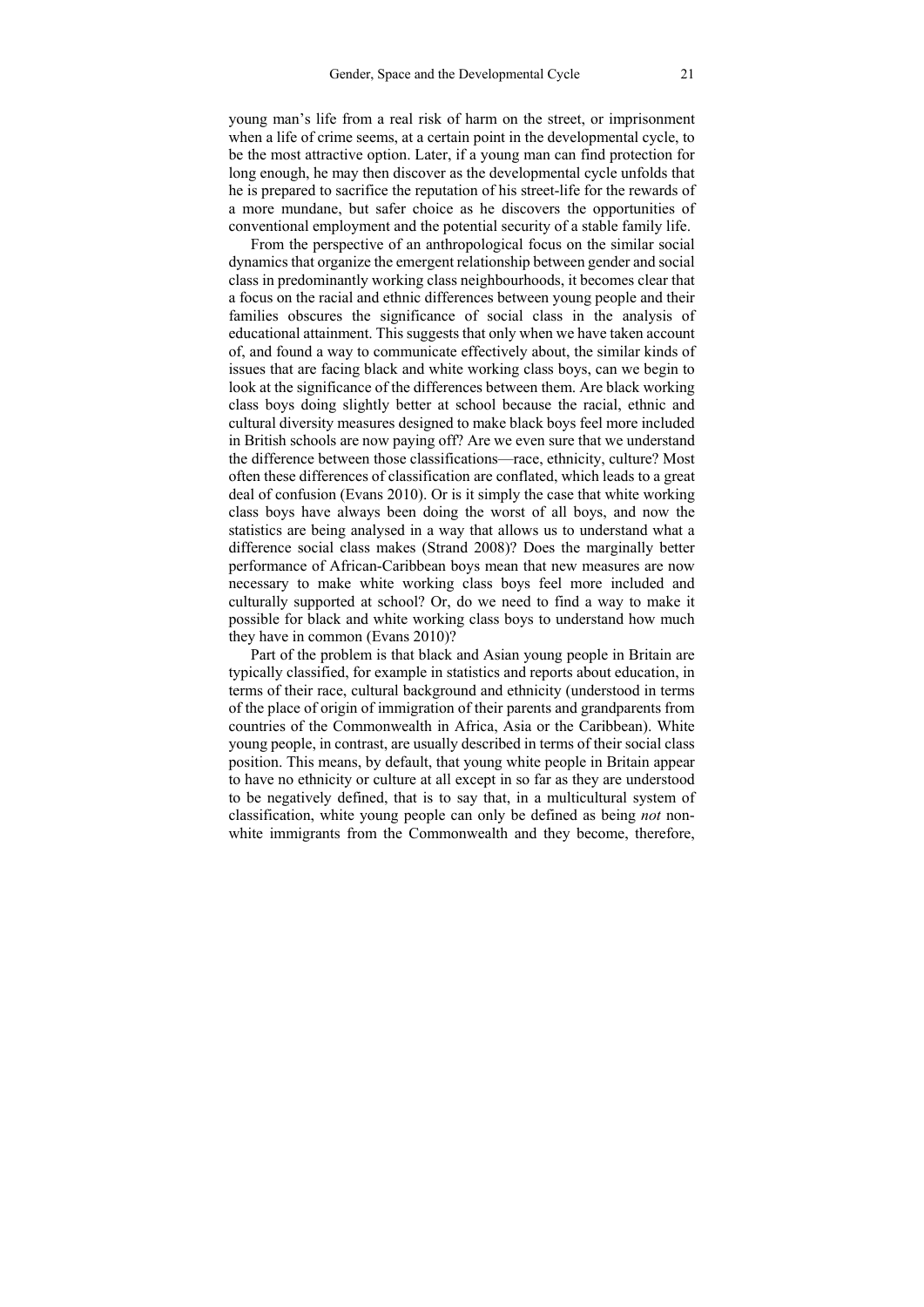young man's life from a real risk of harm on the street, or imprisonment when a life of crime seems, at a certain point in the developmental cycle, to be the most attractive option. Later, if a young man can find protection for long enough, he may then discover as the developmental cycle unfolds that he is prepared to sacrifice the reputation of his street-life for the rewards of a more mundane, but safer choice as he discovers the opportunities of conventional employment and the potential security of a stable family life.

From the perspective of an anthropological focus on the similar social dynamics that organize the emergent relationship between gender and social class in predominantly working class neighbourhoods, it becomes clear that a focus on the racial and ethnic differences between young people and their families obscures the significance of social class in the analysis of educational attainment. This suggests that only when we have taken account of, and found a way to communicate effectively about, the similar kinds of issues that are facing black and white working class boys, can we begin to look at the significance of the differences between them. Are black working class boys doing slightly better at school because the racial, ethnic and cultural diversity measures designed to make black boys feel more included in British schools are now paying off? Are we even sure that we understand the difference between those classifications—race, ethnicity, culture? Most often these differences of classification are conflated, which leads to a great deal of confusion (Evans 2010). Or is it simply the case that white working class boys have always been doing the worst of all boys, and now the statistics are being analysed in a way that allows us to understand what a difference social class makes (Strand 2008)? Does the marginally better performance of African-Caribbean boys mean that new measures are now necessary to make white working class boys feel more included and culturally supported at school? Or, do we need to find a way to make it possible for black and white working class boys to understand how much they have in common (Evans 2010)?

Part of the problem is that black and Asian young people in Britain are typically classified, for example in statistics and reports about education, in terms of their race, cultural background and ethnicity (understood in terms of the place of origin of immigration of their parents and grandparents from countries of the Commonwealth in Africa, Asia or the Caribbean). White young people, in contrast, are usually described in terms of their social class position. This means, by default, that young white people in Britain appear to have no ethnicity or culture at all except in so far as they are understood to be negatively defined, that is to say that, in a multicultural system of classification, white young people can only be defined as being *not* non-white immigrants from the Commonwealth and they become, therefore,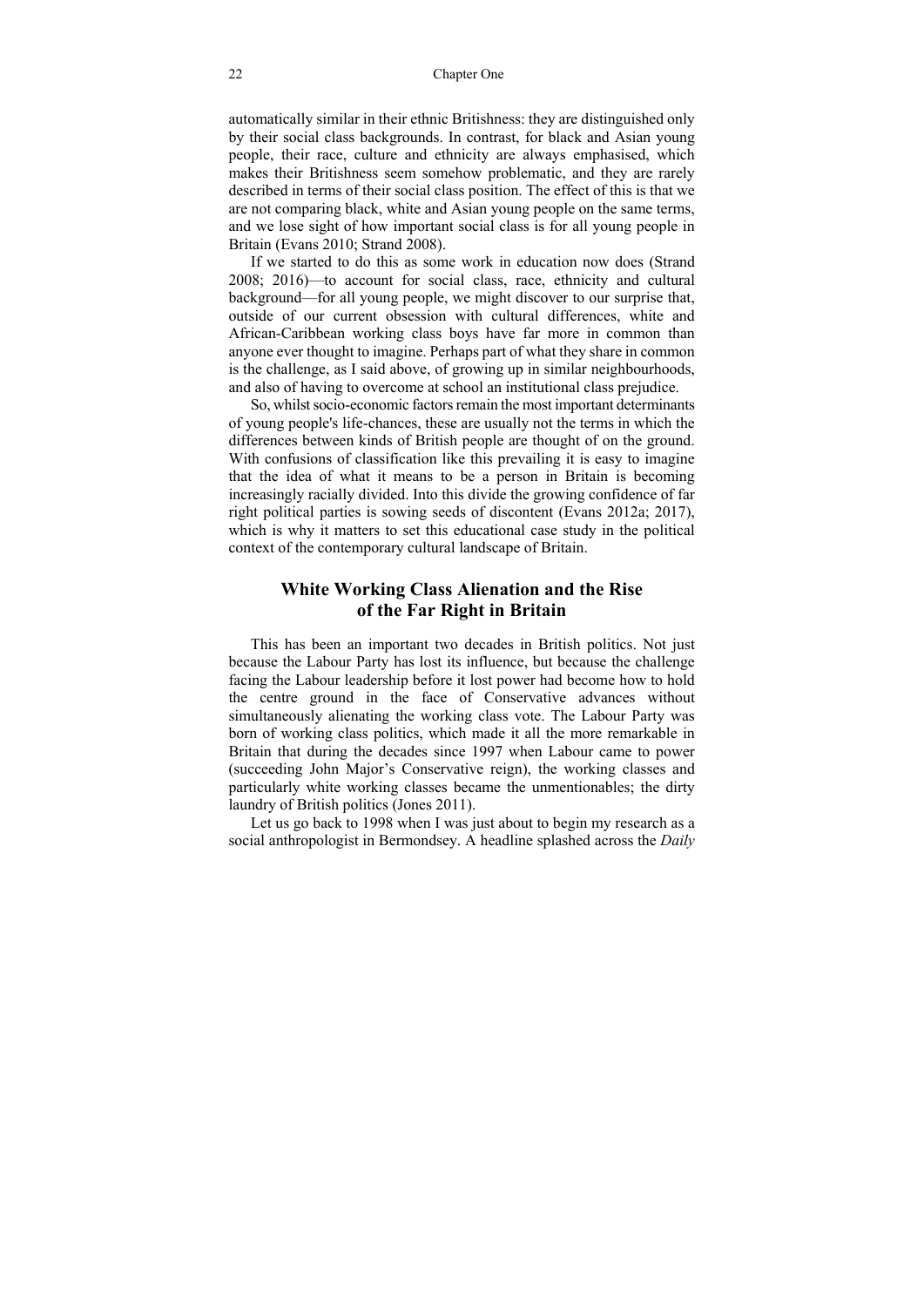automatically similar in their ethnic Britishness: they are distinguished only by their social class backgrounds. In contrast, for black and Asian young people, their race, culture and ethnicity are always emphasised, which makes their Britishness seem somehow problematic, and they are rarely described in terms of their social class position. The effect of this is that we are not comparing black, white and Asian young people on the same terms, and we lose sight of how important social class is for all young people in Britain (Evans 2010; Strand 2008).

If we started to do this as some work in education now does (Strand 2008; 2016)—to account for social class, race, ethnicity and cultural background—for all young people, we might discover to our surprise that, outside of our current obsession with cultural differences, white and African-Caribbean working class boys have far more in common than anyone ever thought to imagine. Perhaps part of what they share in common is the challenge, as I said above, of growing up in similar neighbourhoods, and also of having to overcome at school an institutional class prejudice.

So, whilst socio-economic factors remain the most important determinants of young people's life-chances, these are usually not the terms in which the differences between kinds of British people are thought of on the ground. With confusions of classification like this prevailing it is easy to imagine that the idea of what it means to be a person in Britain is becoming increasingly racially divided. Into this divide the growing confidence of far right political parties is sowing seeds of discontent (Evans 2012a; 2017), which is why it matters to set this educational case study in the political context of the contemporary cultural landscape of Britain.

## White Working Class Alienation and the Rise of the Far Right in Britain

This has been an important two decades in British politics. Not just because the Labour Party has lost its influence, but because the challenge facing the Labour leadership before it lost power had become how to hold the centre ground in the face of Conservative advances without simultaneously alienating the working class vote. The Labour Party was born of working class politics, which made it all the more remarkable in Britain that during the decades since 1997 when Labour came to power (succeeding John Major's Conservative reign), the working classes and particularly white working classes became the unmentionables; the dirty laundry of British politics (Jones 2011).

Let us go back to 1998 when I was just about to begin my research as a social anthropologist in Bermondsey. A headline splashed across the *Daily*